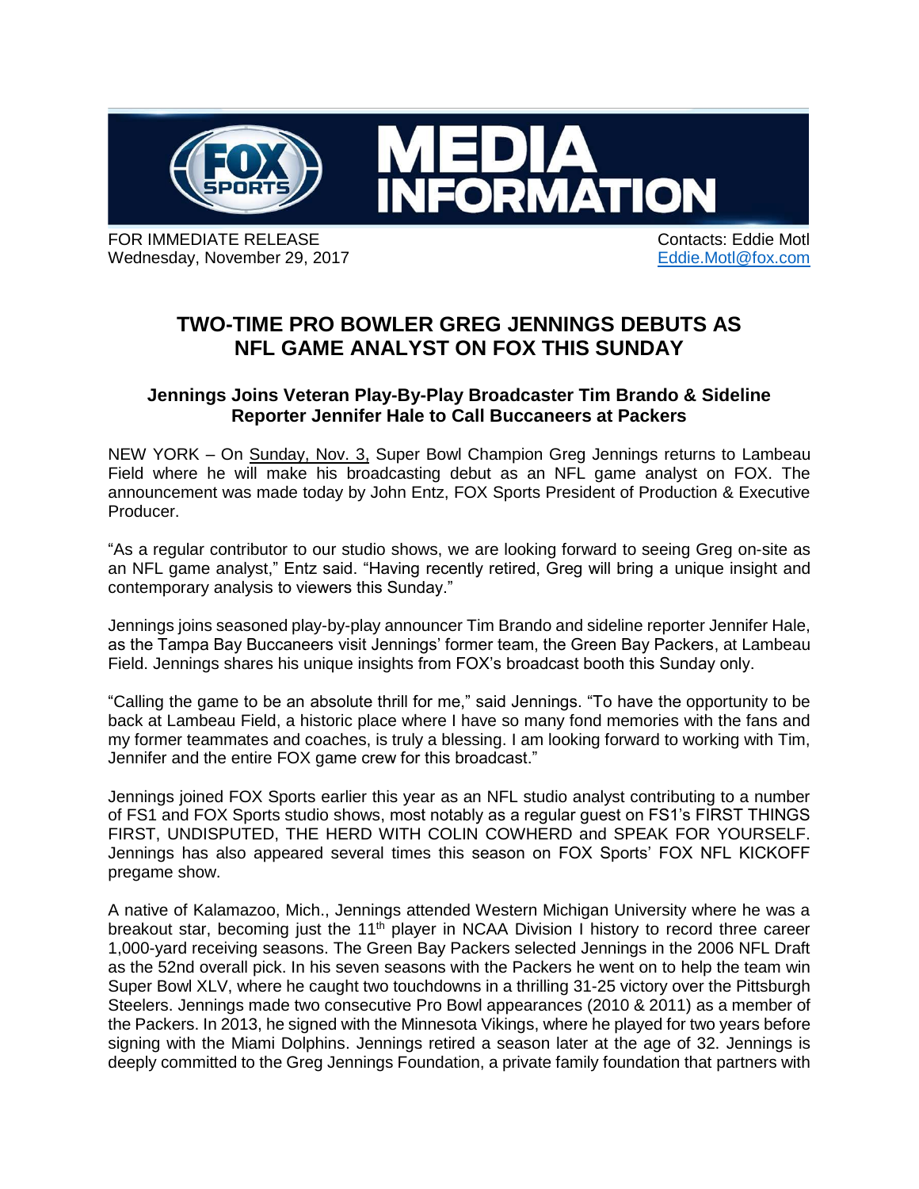FOX SPORTS MEDIA INFORMATION

FOR IMMEDIATE RELEASE
Wednesday, November 29, 2017

Contacts: Eddie Motl
Eddie.Motl@fox.com

# TWO-TIME PRO BOWLER GREG JENNINGS DEBUTS AS NFL GAME ANALYST ON FOX THIS SUNDAY

### Jennings Joins Veteran Play-By-Play Broadcaster Tim Brando & Sideline Reporter Jennifer Hale to Call Buccaneers at Packers

NEW YORK – On Sunday, Nov. 3, Super Bowl Champion Greg Jennings returns to Lambeau Field where he will make his broadcasting debut as an NFL game analyst on FOX. The announcement was made today by John Entz, FOX Sports President of Production & Executive Producer.

"As a regular contributor to our studio shows, we are looking forward to seeing Greg on-site as an NFL game analyst," Entz said. "Having recently retired, Greg will bring a unique insight and contemporary analysis to viewers this Sunday."

Jennings joins seasoned play-by-play announcer Tim Brando and sideline reporter Jennifer Hale, as the Tampa Bay Buccaneers visit Jennings' former team, the Green Bay Packers, at Lambeau Field. Jennings shares his unique insights from FOX's broadcast booth this Sunday only.

"Calling the game to be an absolute thrill for me," said Jennings. "To have the opportunity to be back at Lambeau Field, a historic place where I have so many fond memories with the fans and my former teammates and coaches, is truly a blessing. I am looking forward to working with Tim, Jennifer and the entire FOX game crew for this broadcast."

Jennings joined FOX Sports earlier this year as an NFL studio analyst contributing to a number of FS1 and FOX Sports studio shows, most notably as a regular guest on FS1's FIRST THINGS FIRST, UNDISPUTED, THE HERD WITH COLIN COWHERD and SPEAK FOR YOURSELF. Jennings has also appeared several times this season on FOX Sports' FOX NFL KICKOFF pregame show.

A native of Kalamazoo, Mich., Jennings attended Western Michigan University where he was a breakout star, becoming just the 11th player in NCAA Division I history to record three career 1,000-yard receiving seasons. The Green Bay Packers selected Jennings in the 2006 NFL Draft as the 52nd overall pick. In his seven seasons with the Packers he went on to help the team win Super Bowl XLV, where he caught two touchdowns in a thrilling 31-25 victory over the Pittsburgh Steelers. Jennings made two consecutive Pro Bowl appearances (2010 & 2011) as a member of the Packers. In 2013, he signed with the Minnesota Vikings, where he played for two years before signing with the Miami Dolphins. Jennings retired a season later at the age of 32. Jennings is deeply committed to the Greg Jennings Foundation, a private family foundation that partners with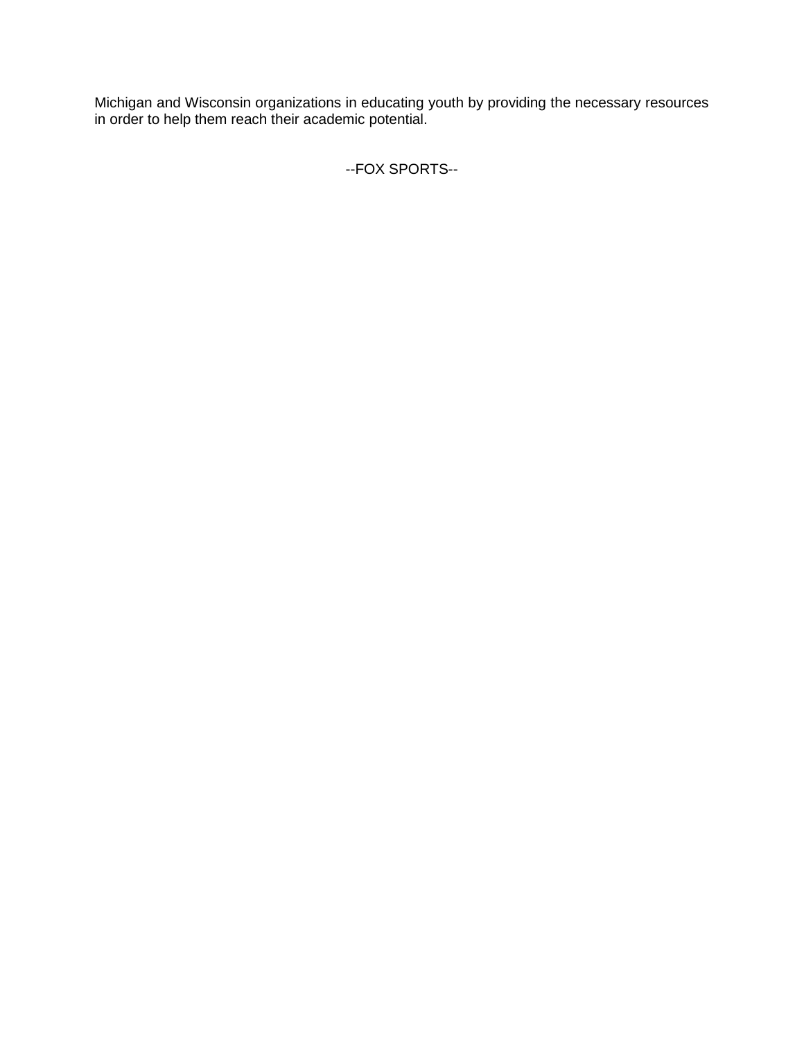Michigan and Wisconsin organizations in educating youth by providing the necessary resources in order to help them reach their academic potential.

--FOX SPORTS--